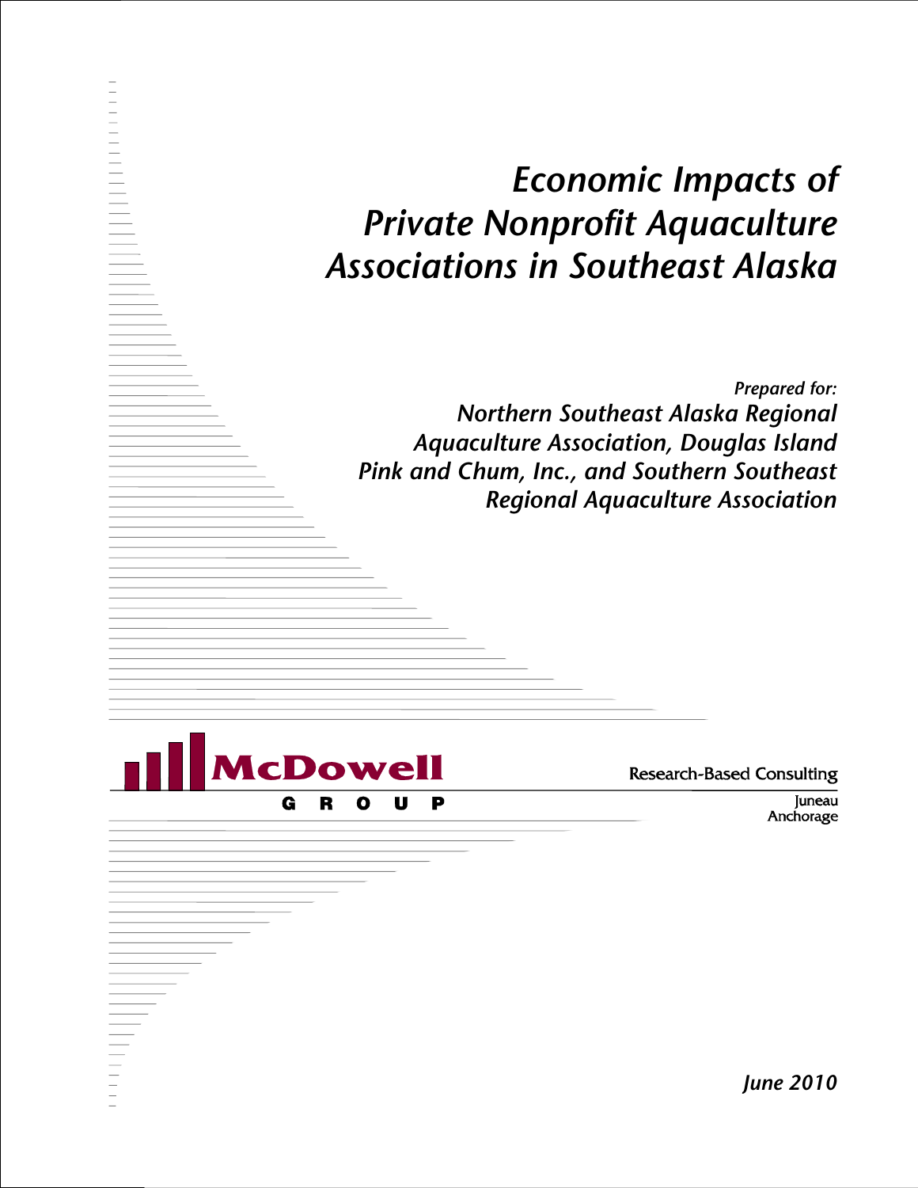# *Economic Impacts of Private Nonprofit Aquaculture Associations in Southeast Alaska*

*Prepared for:*

***Northern Southeast Alaska Regional Aquaculture Association, Douglas Island Pink and Chum, Inc., and Southern Southeast Regional Aquaculture Association***

McDowell GROUP

Research-Based Consulting

Juneau
Anchorage

*June 2010*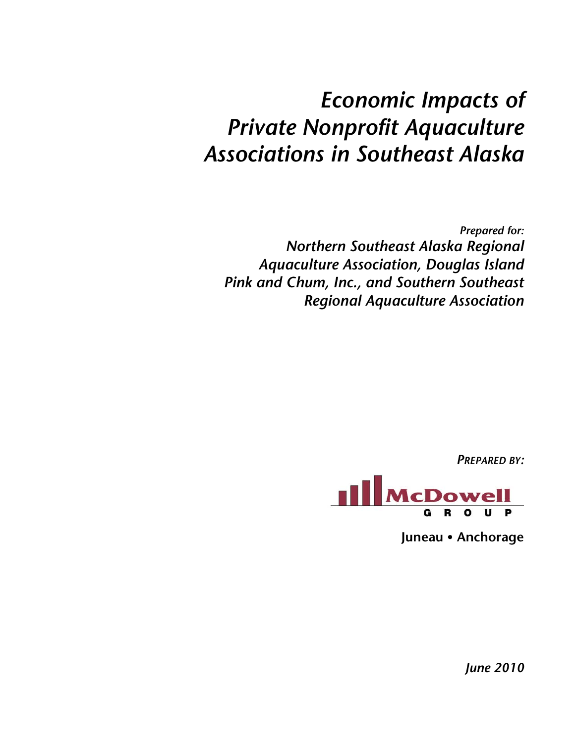# *Economic Impacts of Private Nonprofit Aquaculture Associations in Southeast Alaska*

*Prepared for:*

***Northern Southeast Alaska Regional Aquaculture Association, Douglas Island Pink and Chum, Inc., and Southern Southeast Regional Aquaculture Association***

*PREPARED BY:*

McDowell GROUP

**Juneau • Anchorage**

*June 2010*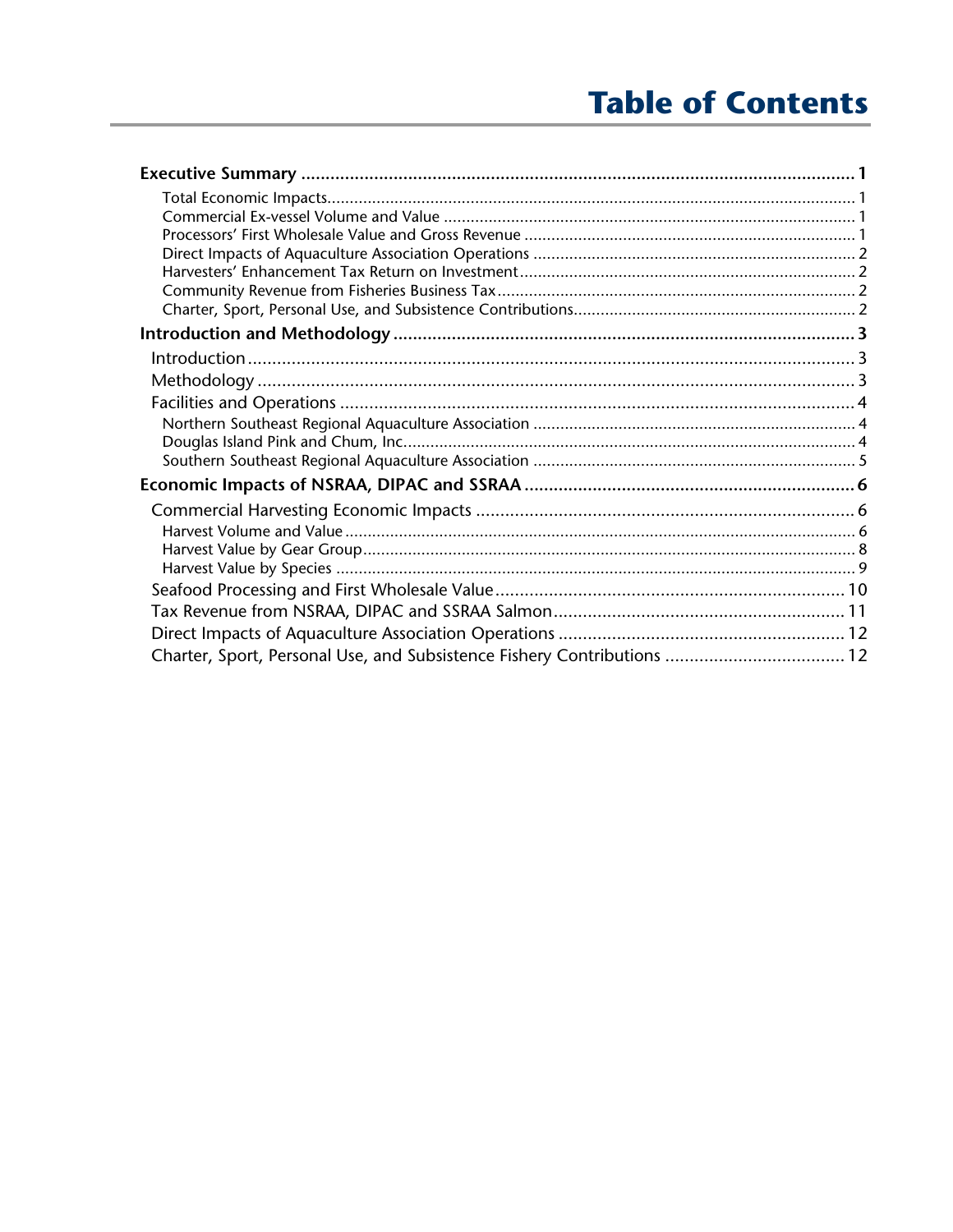# Table of Contents

**Executive Summary** ........ **1**

- Total Economic Impacts ........ 1
- Commercial Ex-vessel Volume and Value ........ 1
- Processors' First Wholesale Value and Gross Revenue ........ 1
- Direct Impacts of Aquaculture Association Operations ........ 2
- Harvesters' Enhancement Tax Return on Investment ........ 2
- Community Revenue from Fisheries Business Tax ........ 2
- Charter, Sport, Personal Use, and Subsistence Contributions ........ 2

**Introduction and Methodology** ........ **3**

- Introduction ........ 3
- Methodology ........ 3
- Facilities and Operations ........ 4
  - Northern Southeast Regional Aquaculture Association ........ 4
  - Douglas Island Pink and Chum, Inc. ........ 4
  - Southern Southeast Regional Aquaculture Association ........ 5

**Economic Impacts of NSRAA, DIPAC and SSRAA** ........ **6**

- Commercial Harvesting Economic Impacts ........ 6
  - Harvest Volume and Value ........ 6
  - Harvest Value by Gear Group ........ 8
  - Harvest Value by Species ........ 9
- Seafood Processing and First Wholesale Value ........ 10
- Tax Revenue from NSRAA, DIPAC and SSRAA Salmon ........ 11
- Direct Impacts of Aquaculture Association Operations ........ 12
- Charter, Sport, Personal Use, and Subsistence Fishery Contributions ........ 12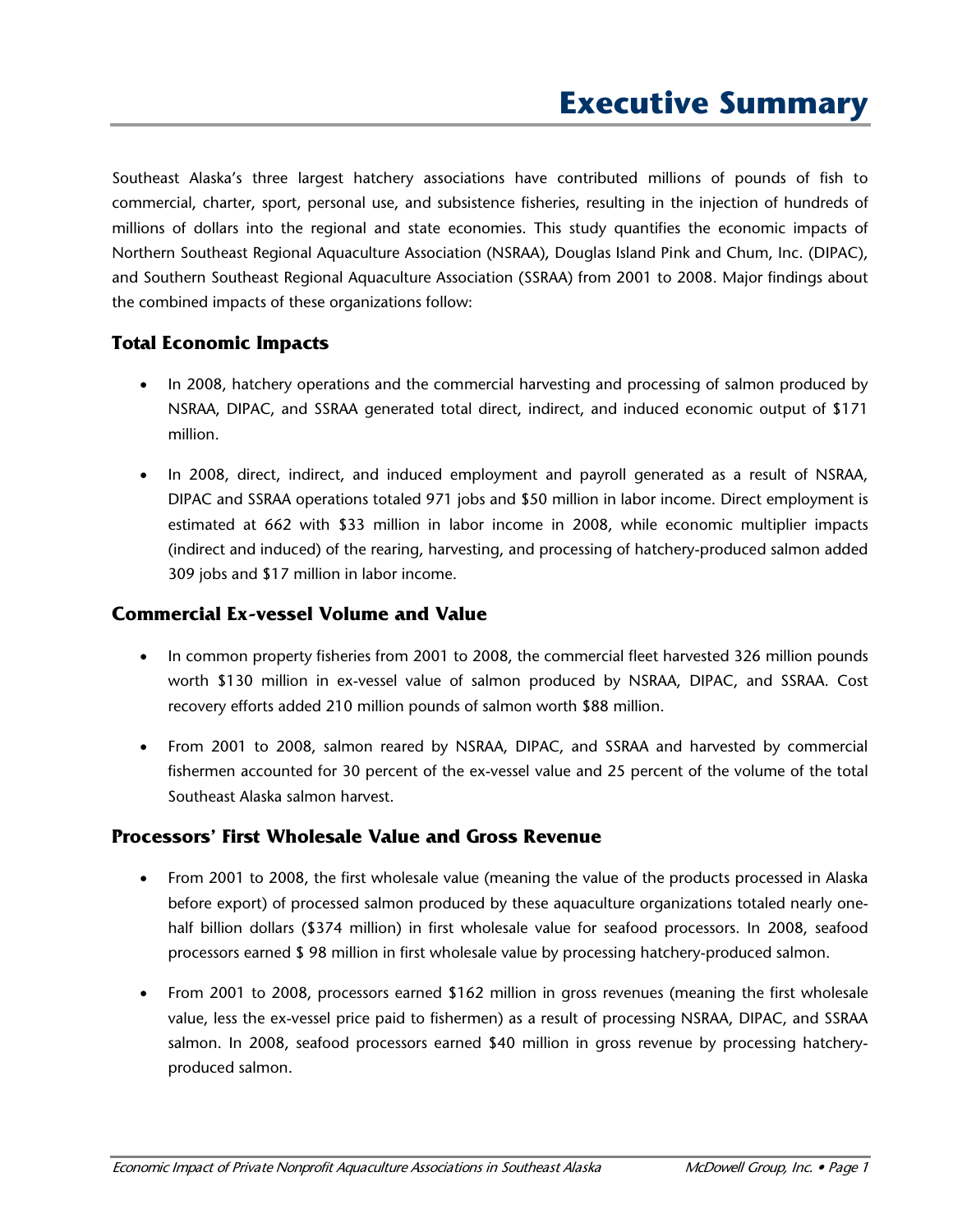# Executive Summary

Southeast Alaska's three largest hatchery associations have contributed millions of pounds of fish to commercial, charter, sport, personal use, and subsistence fisheries, resulting in the injection of hundreds of millions of dollars into the regional and state economies. This study quantifies the economic impacts of Northern Southeast Regional Aquaculture Association (NSRAA), Douglas Island Pink and Chum, Inc. (DIPAC), and Southern Southeast Regional Aquaculture Association (SSRAA) from 2001 to 2008. Major findings about the combined impacts of these organizations follow:

## Total Economic Impacts

- In 2008, hatchery operations and the commercial harvesting and processing of salmon produced by NSRAA, DIPAC, and SSRAA generated total direct, indirect, and induced economic output of $171 million.
- In 2008, direct, indirect, and induced employment and payroll generated as a result of NSRAA, DIPAC and SSRAA operations totaled 971 jobs and $50 million in labor income. Direct employment is estimated at 662 with $33 million in labor income in 2008, while economic multiplier impacts (indirect and induced) of the rearing, harvesting, and processing of hatchery-produced salmon added 309 jobs and $17 million in labor income.

## Commercial Ex-vessel Volume and Value

- In common property fisheries from 2001 to 2008, the commercial fleet harvested 326 million pounds worth $130 million in ex-vessel value of salmon produced by NSRAA, DIPAC, and SSRAA. Cost recovery efforts added 210 million pounds of salmon worth $88 million.
- From 2001 to 2008, salmon reared by NSRAA, DIPAC, and SSRAA and harvested by commercial fishermen accounted for 30 percent of the ex-vessel value and 25 percent of the volume of the total Southeast Alaska salmon harvest.

## Processors' First Wholesale Value and Gross Revenue

- From 2001 to 2008, the first wholesale value (meaning the value of the products processed in Alaska before export) of processed salmon produced by these aquaculture organizations totaled nearly one-half billion dollars ($374 million) in first wholesale value for seafood processors. In 2008, seafood processors earned $ 98 million in first wholesale value by processing hatchery-produced salmon.
- From 2001 to 2008, processors earned $162 million in gross revenues (meaning the first wholesale value, less the ex-vessel price paid to fishermen) as a result of processing NSRAA, DIPAC, and SSRAA salmon. In 2008, seafood processors earned $40 million in gross revenue by processing hatchery-produced salmon.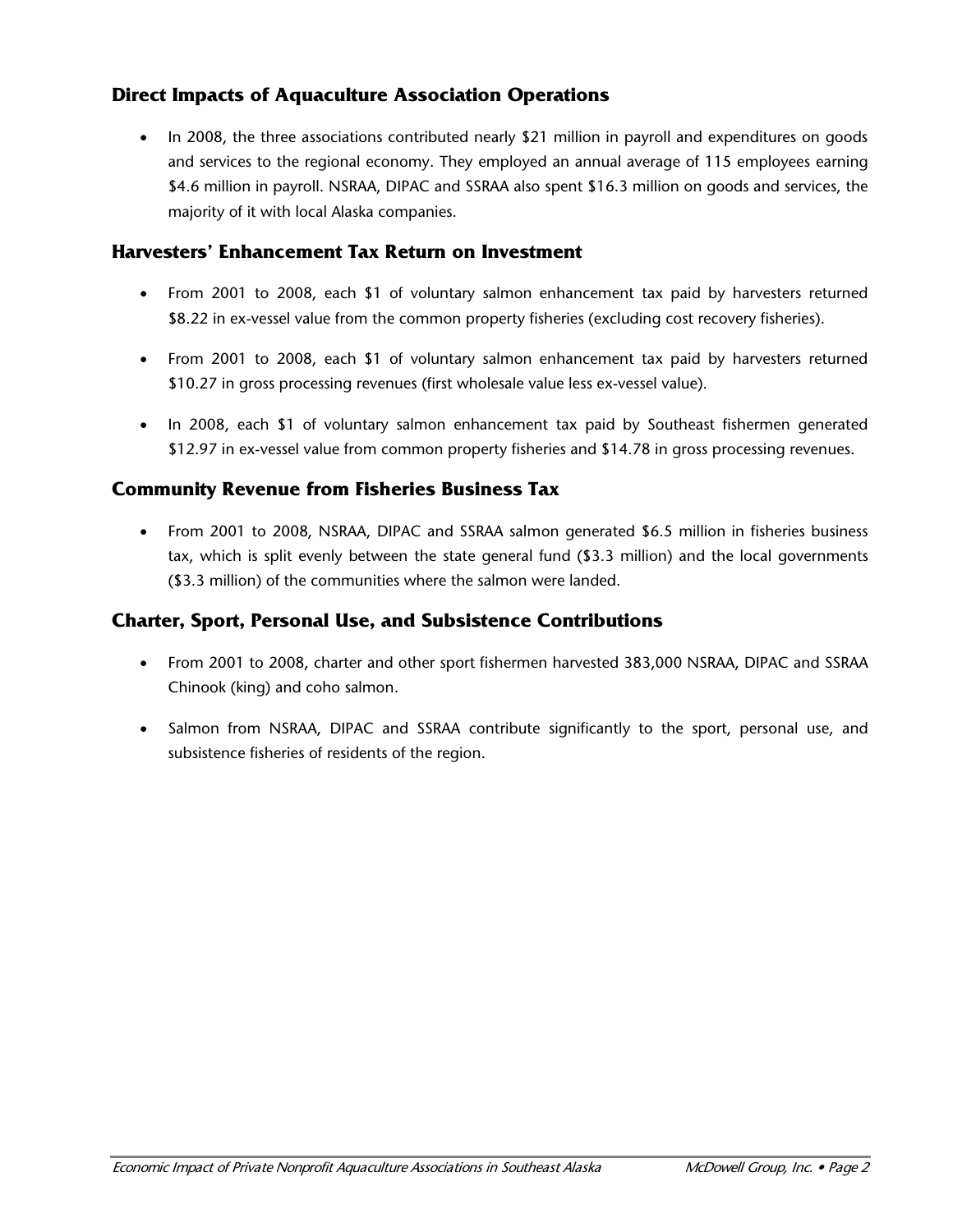### Direct Impacts of Aquaculture Association Operations

- In 2008, the three associations contributed nearly $21 million in payroll and expenditures on goods and services to the regional economy. They employed an annual average of 115 employees earning $4.6 million in payroll. NSRAA, DIPAC and SSRAA also spent $16.3 million on goods and services, the majority of it with local Alaska companies.

### Harvesters' Enhancement Tax Return on Investment

- From 2001 to 2008, each $1 of voluntary salmon enhancement tax paid by harvesters returned $8.22 in ex-vessel value from the common property fisheries (excluding cost recovery fisheries).

- From 2001 to 2008, each $1 of voluntary salmon enhancement tax paid by harvesters returned $10.27 in gross processing revenues (first wholesale value less ex-vessel value).

- In 2008, each $1 of voluntary salmon enhancement tax paid by Southeast fishermen generated $12.97 in ex-vessel value from common property fisheries and $14.78 in gross processing revenues.

### Community Revenue from Fisheries Business Tax

- From 2001 to 2008, NSRAA, DIPAC and SSRAA salmon generated $6.5 million in fisheries business tax, which is split evenly between the state general fund ($3.3 million) and the local governments ($3.3 million) of the communities where the salmon were landed.

### Charter, Sport, Personal Use, and Subsistence Contributions

- From 2001 to 2008, charter and other sport fishermen harvested 383,000 NSRAA, DIPAC and SSRAA Chinook (king) and coho salmon.

- Salmon from NSRAA, DIPAC and SSRAA contribute significantly to the sport, personal use, and subsistence fisheries of residents of the region.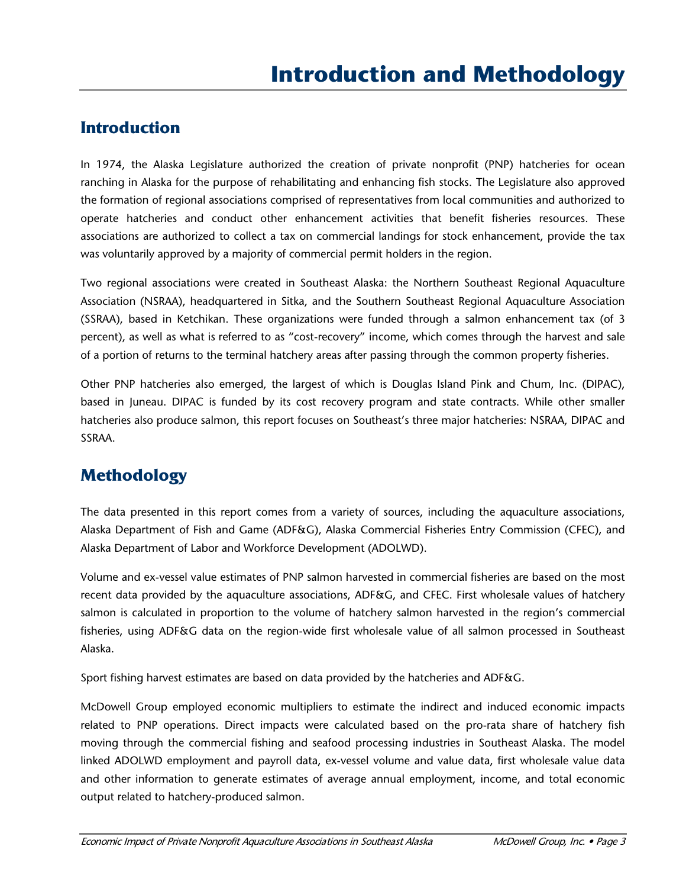# Introduction and Methodology

## Introduction

In 1974, the Alaska Legislature authorized the creation of private nonprofit (PNP) hatcheries for ocean ranching in Alaska for the purpose of rehabilitating and enhancing fish stocks. The Legislature also approved the formation of regional associations comprised of representatives from local communities and authorized to operate hatcheries and conduct other enhancement activities that benefit fisheries resources. These associations are authorized to collect a tax on commercial landings for stock enhancement, provide the tax was voluntarily approved by a majority of commercial permit holders in the region.

Two regional associations were created in Southeast Alaska: the Northern Southeast Regional Aquaculture Association (NSRAA), headquartered in Sitka, and the Southern Southeast Regional Aquaculture Association (SSRAA), based in Ketchikan. These organizations were funded through a salmon enhancement tax (of 3 percent), as well as what is referred to as "cost-recovery" income, which comes through the harvest and sale of a portion of returns to the terminal hatchery areas after passing through the common property fisheries.

Other PNP hatcheries also emerged, the largest of which is Douglas Island Pink and Chum, Inc. (DIPAC), based in Juneau. DIPAC is funded by its cost recovery program and state contracts. While other smaller hatcheries also produce salmon, this report focuses on Southeast's three major hatcheries: NSRAA, DIPAC and SSRAA.

## Methodology

The data presented in this report comes from a variety of sources, including the aquaculture associations, Alaska Department of Fish and Game (ADF&G), Alaska Commercial Fisheries Entry Commission (CFEC), and Alaska Department of Labor and Workforce Development (ADOLWD).

Volume and ex-vessel value estimates of PNP salmon harvested in commercial fisheries are based on the most recent data provided by the aquaculture associations, ADF&G, and CFEC. First wholesale values of hatchery salmon is calculated in proportion to the volume of hatchery salmon harvested in the region's commercial fisheries, using ADF&G data on the region-wide first wholesale value of all salmon processed in Southeast Alaska.

Sport fishing harvest estimates are based on data provided by the hatcheries and ADF&G.

McDowell Group employed economic multipliers to estimate the indirect and induced economic impacts related to PNP operations. Direct impacts were calculated based on the pro-rata share of hatchery fish moving through the commercial fishing and seafood processing industries in Southeast Alaska. The model linked ADOLWD employment and payroll data, ex-vessel volume and value data, first wholesale value data and other information to generate estimates of average annual employment, income, and total economic output related to hatchery-produced salmon.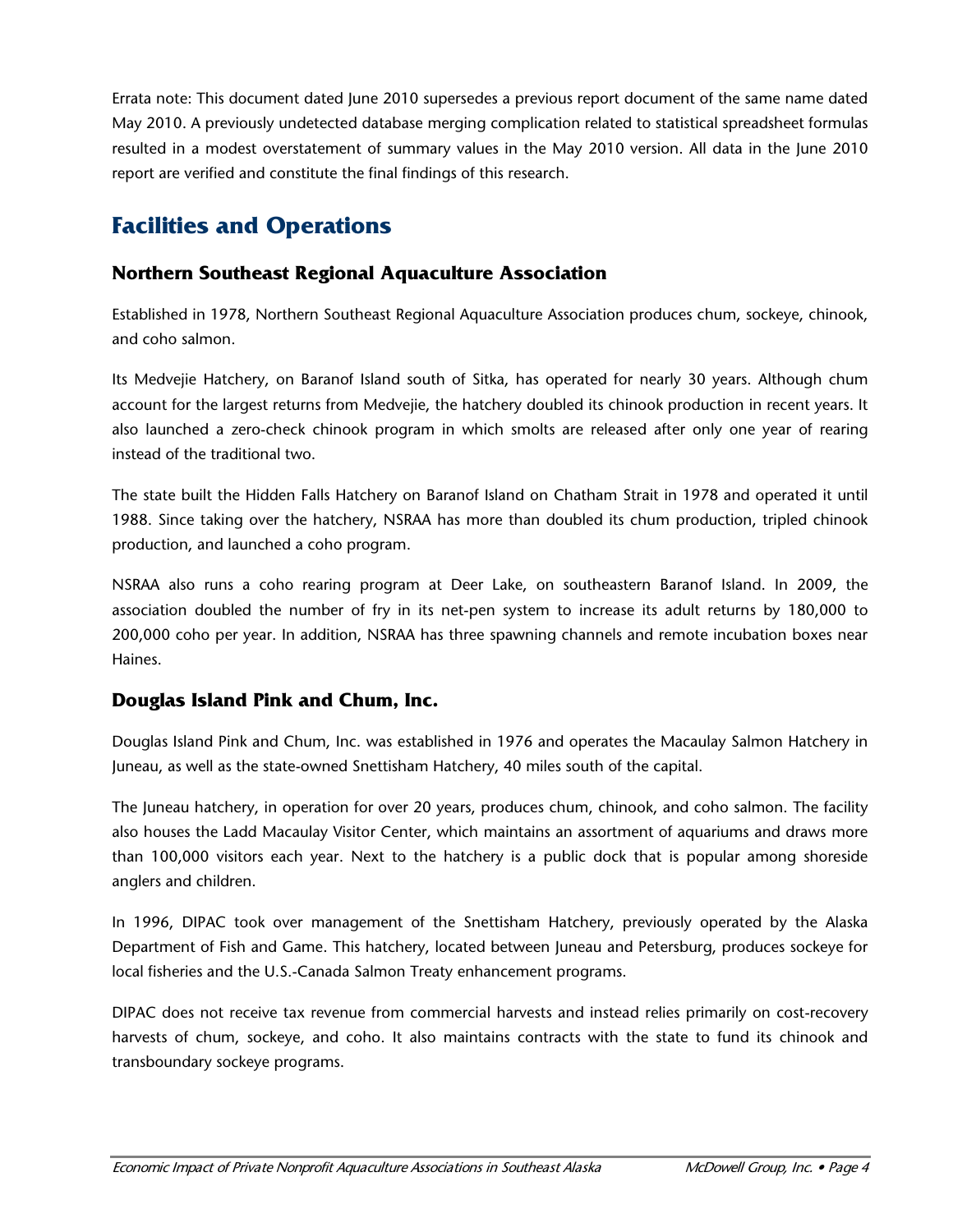Errata note: This document dated June 2010 supersedes a previous report document of the same name dated May 2010. A previously undetected database merging complication related to statistical spreadsheet formulas resulted in a modest overstatement of summary values in the May 2010 version. All data in the June 2010 report are verified and constitute the final findings of this research.

# Facilities and Operations

## Northern Southeast Regional Aquaculture Association

Established in 1978, Northern Southeast Regional Aquaculture Association produces chum, sockeye, chinook, and coho salmon.

Its Medvejie Hatchery, on Baranof Island south of Sitka, has operated for nearly 30 years. Although chum account for the largest returns from Medvejie, the hatchery doubled its chinook production in recent years. It also launched a zero-check chinook program in which smolts are released after only one year of rearing instead of the traditional two.

The state built the Hidden Falls Hatchery on Baranof Island on Chatham Strait in 1978 and operated it until 1988. Since taking over the hatchery, NSRAA has more than doubled its chum production, tripled chinook production, and launched a coho program.

NSRAA also runs a coho rearing program at Deer Lake, on southeastern Baranof Island. In 2009, the association doubled the number of fry in its net-pen system to increase its adult returns by 180,000 to 200,000 coho per year. In addition, NSRAA has three spawning channels and remote incubation boxes near Haines.

## Douglas Island Pink and Chum, Inc.

Douglas Island Pink and Chum, Inc. was established in 1976 and operates the Macaulay Salmon Hatchery in Juneau, as well as the state-owned Snettisham Hatchery, 40 miles south of the capital.

The Juneau hatchery, in operation for over 20 years, produces chum, chinook, and coho salmon. The facility also houses the Ladd Macaulay Visitor Center, which maintains an assortment of aquariums and draws more than 100,000 visitors each year. Next to the hatchery is a public dock that is popular among shoreside anglers and children.

In 1996, DIPAC took over management of the Snettisham Hatchery, previously operated by the Alaska Department of Fish and Game. This hatchery, located between Juneau and Petersburg, produces sockeye for local fisheries and the U.S.-Canada Salmon Treaty enhancement programs.

DIPAC does not receive tax revenue from commercial harvests and instead relies primarily on cost-recovery harvests of chum, sockeye, and coho. It also maintains contracts with the state to fund its chinook and transboundary sockeye programs.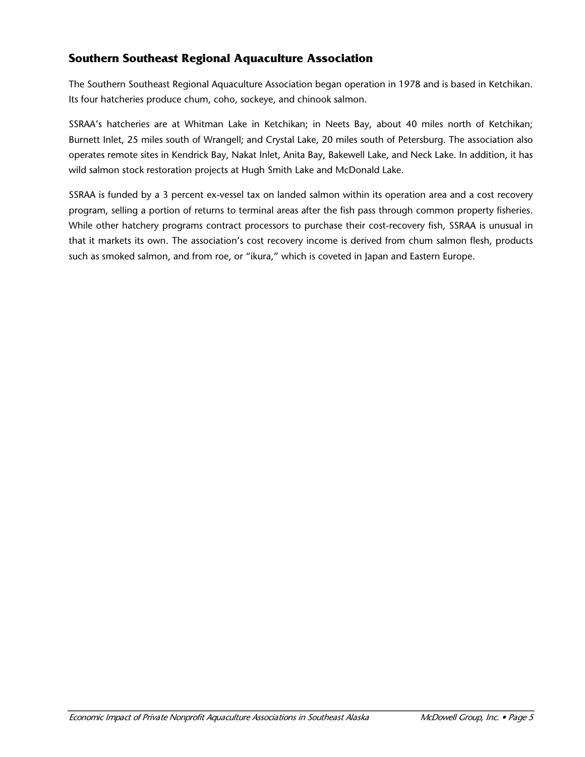## Southern Southeast Regional Aquaculture Association

The Southern Southeast Regional Aquaculture Association began operation in 1978 and is based in Ketchikan. Its four hatcheries produce chum, coho, sockeye, and chinook salmon.

SSRAA's hatcheries are at Whitman Lake in Ketchikan; in Neets Bay, about 40 miles north of Ketchikan; Burnett Inlet, 25 miles south of Wrangell; and Crystal Lake, 20 miles south of Petersburg. The association also operates remote sites in Kendrick Bay, Nakat Inlet, Anita Bay, Bakewell Lake, and Neck Lake. In addition, it has wild salmon stock restoration projects at Hugh Smith Lake and McDonald Lake.

SSRAA is funded by a 3 percent ex-vessel tax on landed salmon within its operation area and a cost recovery program, selling a portion of returns to terminal areas after the fish pass through common property fisheries. While other hatchery programs contract processors to purchase their cost-recovery fish, SSRAA is unusual in that it markets its own. The association's cost recovery income is derived from chum salmon flesh, products such as smoked salmon, and from roe, or "ikura," which is coveted in Japan and Eastern Europe.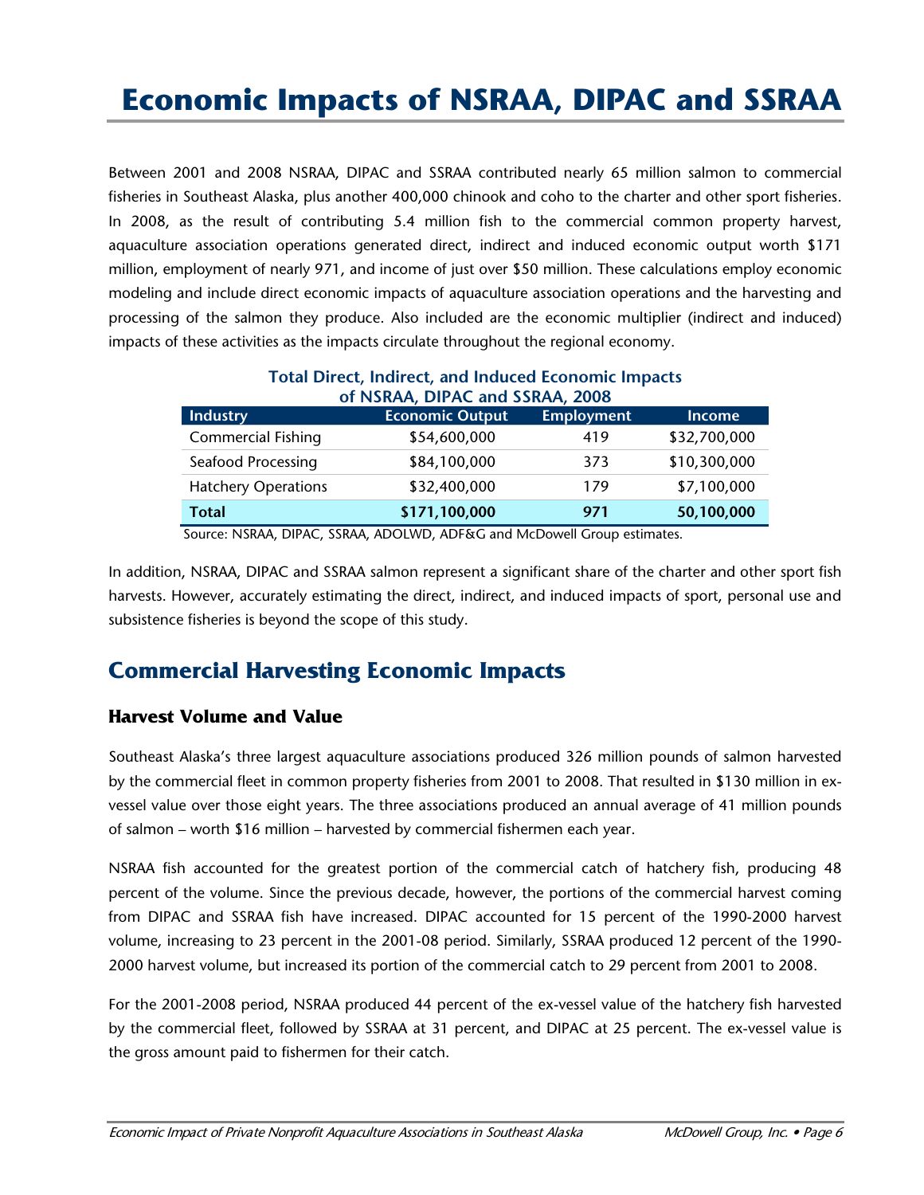# Economic Impacts of NSRAA, DIPAC and SSRAA

Between 2001 and 2008 NSRAA, DIPAC and SSRAA contributed nearly 65 million salmon to commercial fisheries in Southeast Alaska, plus another 400,000 chinook and coho to the charter and other sport fisheries. In 2008, as the result of contributing 5.4 million fish to the commercial common property harvest, aquaculture association operations generated direct, indirect and induced economic output worth $171 million, employment of nearly 971, and income of just over $50 million. These calculations employ economic modeling and include direct economic impacts of aquaculture association operations and the harvesting and processing of the salmon they produce. Also included are the economic multiplier (indirect and induced) impacts of these activities as the impacts circulate throughout the regional economy.

**Total Direct, Indirect, and Induced Economic Impacts of NSRAA, DIPAC and SSRAA, 2008**

| Industry | Economic Output | Employment | Income |
|---|---|---|---|
| Commercial Fishing | $54,600,000 | 419 | $32,700,000 |
| Seafood Processing | $84,100,000 | 373 | $10,300,000 |
| Hatchery Operations | $32,400,000 | 179 | $7,100,000 |
| **Total** | **$171,100,000** | **971** | **50,100,000** |

Source: NSRAA, DIPAC, SSRAA, ADOLWD, ADF&G and McDowell Group estimates.

In addition, NSRAA, DIPAC and SSRAA salmon represent a significant share of the charter and other sport fish harvests. However, accurately estimating the direct, indirect, and induced impacts of sport, personal use and subsistence fisheries is beyond the scope of this study.

## Commercial Harvesting Economic Impacts

### Harvest Volume and Value

Southeast Alaska's three largest aquaculture associations produced 326 million pounds of salmon harvested by the commercial fleet in common property fisheries from 2001 to 2008. That resulted in $130 million in ex-vessel value over those eight years. The three associations produced an annual average of 41 million pounds of salmon – worth $16 million – harvested by commercial fishermen each year.

NSRAA fish accounted for the greatest portion of the commercial catch of hatchery fish, producing 48 percent of the volume. Since the previous decade, however, the portions of the commercial harvest coming from DIPAC and SSRAA fish have increased. DIPAC accounted for 15 percent of the 1990-2000 harvest volume, increasing to 23 percent in the 2001-08 period. Similarly, SSRAA produced 12 percent of the 1990-2000 harvest volume, but increased its portion of the commercial catch to 29 percent from 2001 to 2008.

For the 2001-2008 period, NSRAA produced 44 percent of the ex-vessel value of the hatchery fish harvested by the commercial fleet, followed by SSRAA at 31 percent, and DIPAC at 25 percent. The ex-vessel value is the gross amount paid to fishermen for their catch.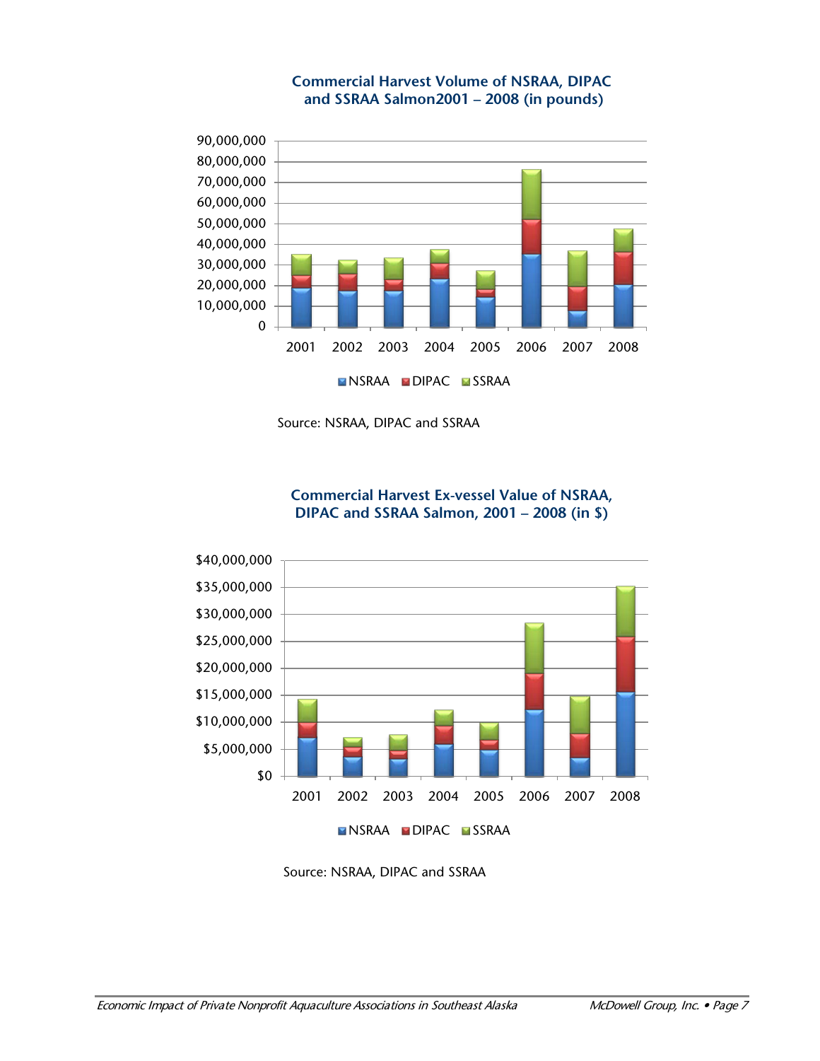**Commercial Harvest Volume of NSRAA, DIPAC and SSRAA Salmon2001 – 2008 (in pounds)**

Source: NSRAA, DIPAC and SSRAA

**Commercial Harvest Ex-vessel Value of NSRAA, DIPAC and SSRAA Salmon, 2001 – 2008 (in $)**

Source: NSRAA, DIPAC and SSRAA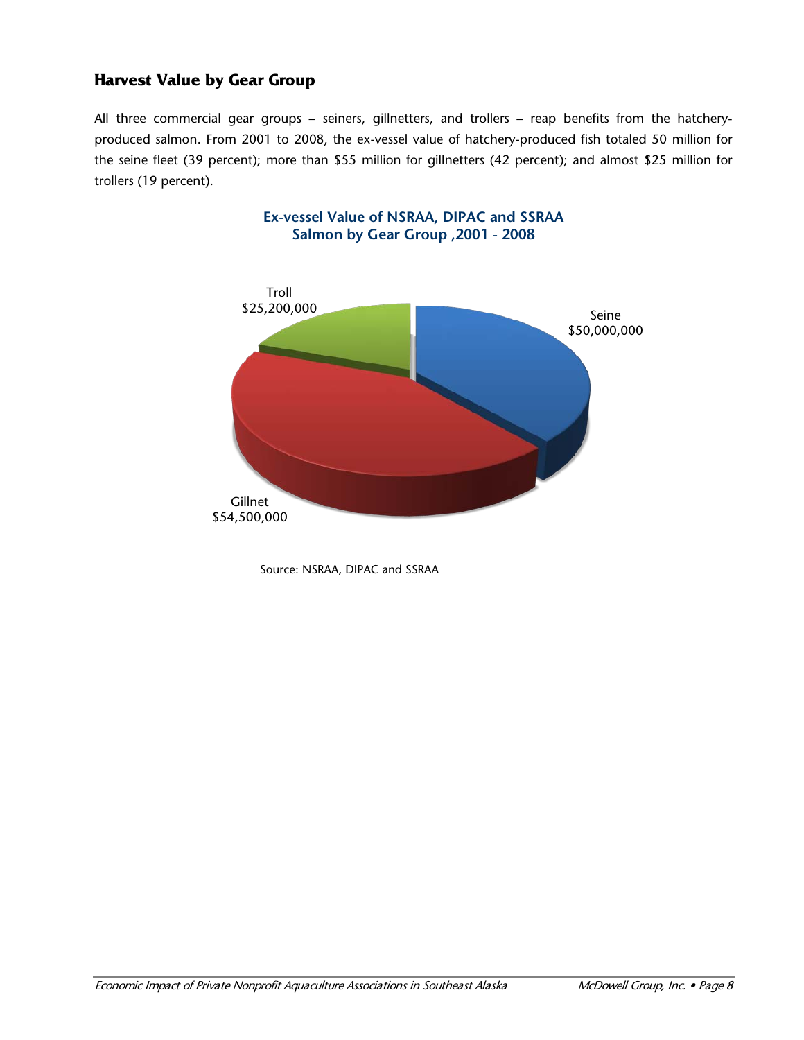## Harvest Value by Gear Group

All three commercial gear groups – seiners, gillnetters, and trollers – reap benefits from the hatchery-produced salmon. From 2001 to 2008, the ex-vessel value of hatchery-produced fish totaled 50 million for the seine fleet (39 percent); more than $55 million for gillnetters (42 percent); and almost $25 million for trollers (19 percent).

**Ex-vessel Value of NSRAA, DIPAC and SSRAA Salmon by Gear Group ,2001 - 2008**

| Gear Group | Ex-vessel Value |
|---|---|
| Seine | $50,000,000 |
| Gillnet | $54,500,000 |
| Troll | $25,200,000 |

Source: NSRAA, DIPAC and SSRAA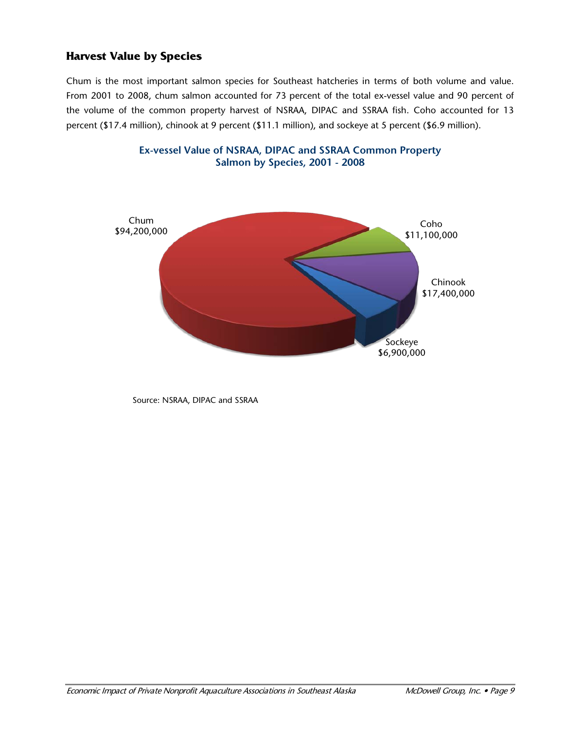## Harvest Value by Species

Chum is the most important salmon species for Southeast hatcheries in terms of both volume and value. From 2001 to 2008, chum salmon accounted for 73 percent of the total ex-vessel value and 90 percent of the volume of the common property harvest of NSRAA, DIPAC and SSRAA fish. Coho accounted for 13 percent ($17.4 million), chinook at 9 percent ($11.1 million), and sockeye at 5 percent ($6.9 million).

**Ex-vessel Value of NSRAA, DIPAC and SSRAA Common Property Salmon by Species, 2001 - 2008**

| Species | Value |
|---|---|
| Chum | $94,200,000 |
| Coho | $11,100,000 |
| Chinook | $17,400,000 |
| Sockeye | $6,900,000 |

Source: NSRAA, DIPAC and SSRAA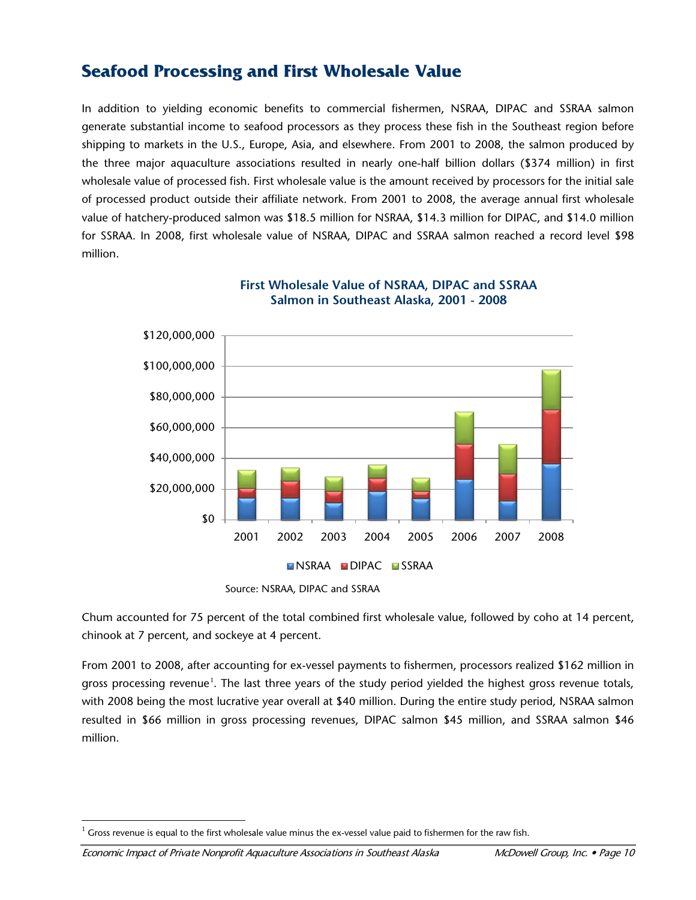## Seafood Processing and First Wholesale Value

In addition to yielding economic benefits to commercial fishermen, NSRAA, DIPAC and SSRAA salmon generate substantial income to seafood processors as they process these fish in the Southeast region before shipping to markets in the U.S., Europe, Asia, and elsewhere. From 2001 to 2008, the salmon produced by the three major aquaculture associations resulted in nearly one-half billion dollars ($374 million) in first wholesale value of processed fish. First wholesale value is the amount received by processors for the initial sale of processed product outside their affiliate network. From 2001 to 2008, the average annual first wholesale value of hatchery-produced salmon was $18.5 million for NSRAA, $14.3 million for DIPAC, and $14.0 million for SSRAA. In 2008, first wholesale value of NSRAA, DIPAC and SSRAA salmon reached a record level $98 million.

**First Wholesale Value of NSRAA, DIPAC and SSRAA Salmon in Southeast Alaska, 2001 - 2008**

Source: NSRAA, DIPAC and SSRAA

Chum accounted for 75 percent of the total combined first wholesale value, followed by coho at 14 percent, chinook at 7 percent, and sockeye at 4 percent.

From 2001 to 2008, after accounting for ex-vessel payments to fishermen, processors realized $162 million in gross processing revenue[1]. The last three years of the study period yielded the highest gross revenue totals, with 2008 being the most lucrative year overall at $40 million. During the entire study period, NSRAA salmon resulted in $66 million in gross processing revenues, DIPAC salmon $45 million, and SSRAA salmon $46 million.

[1] Gross revenue is equal to the first wholesale value minus the ex-vessel value paid to fishermen for the raw fish.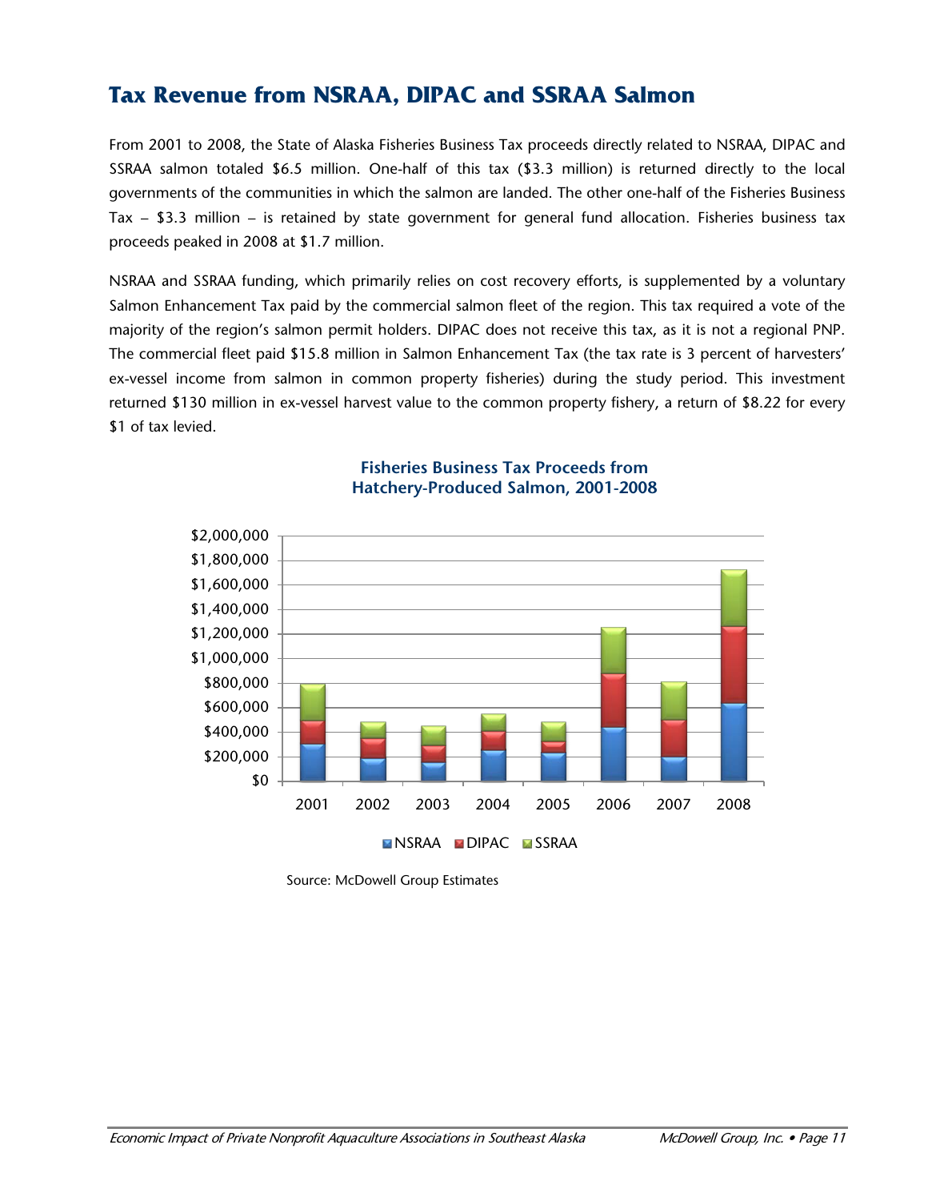## Tax Revenue from NSRAA, DIPAC and SSRAA Salmon

From 2001 to 2008, the State of Alaska Fisheries Business Tax proceeds directly related to NSRAA, DIPAC and SSRAA salmon totaled $6.5 million. One-half of this tax ($3.3 million) is returned directly to the local governments of the communities in which the salmon are landed. The other one-half of the Fisheries Business Tax – $3.3 million – is retained by state government for general fund allocation. Fisheries business tax proceeds peaked in 2008 at $1.7 million.

NSRAA and SSRAA funding, which primarily relies on cost recovery efforts, is supplemented by a voluntary Salmon Enhancement Tax paid by the commercial salmon fleet of the region. This tax required a vote of the majority of the region's salmon permit holders. DIPAC does not receive this tax, as it is not a regional PNP. The commercial fleet paid $15.8 million in Salmon Enhancement Tax (the tax rate is 3 percent of harvesters' ex-vessel income from salmon in common property fisheries) during the study period. This investment returned $130 million in ex-vessel harvest value to the common property fishery, a return of $8.22 for every $1 of tax levied.

**Fisheries Business Tax Proceeds from Hatchery-Produced Salmon, 2001-2008**

Source: McDowell Group Estimates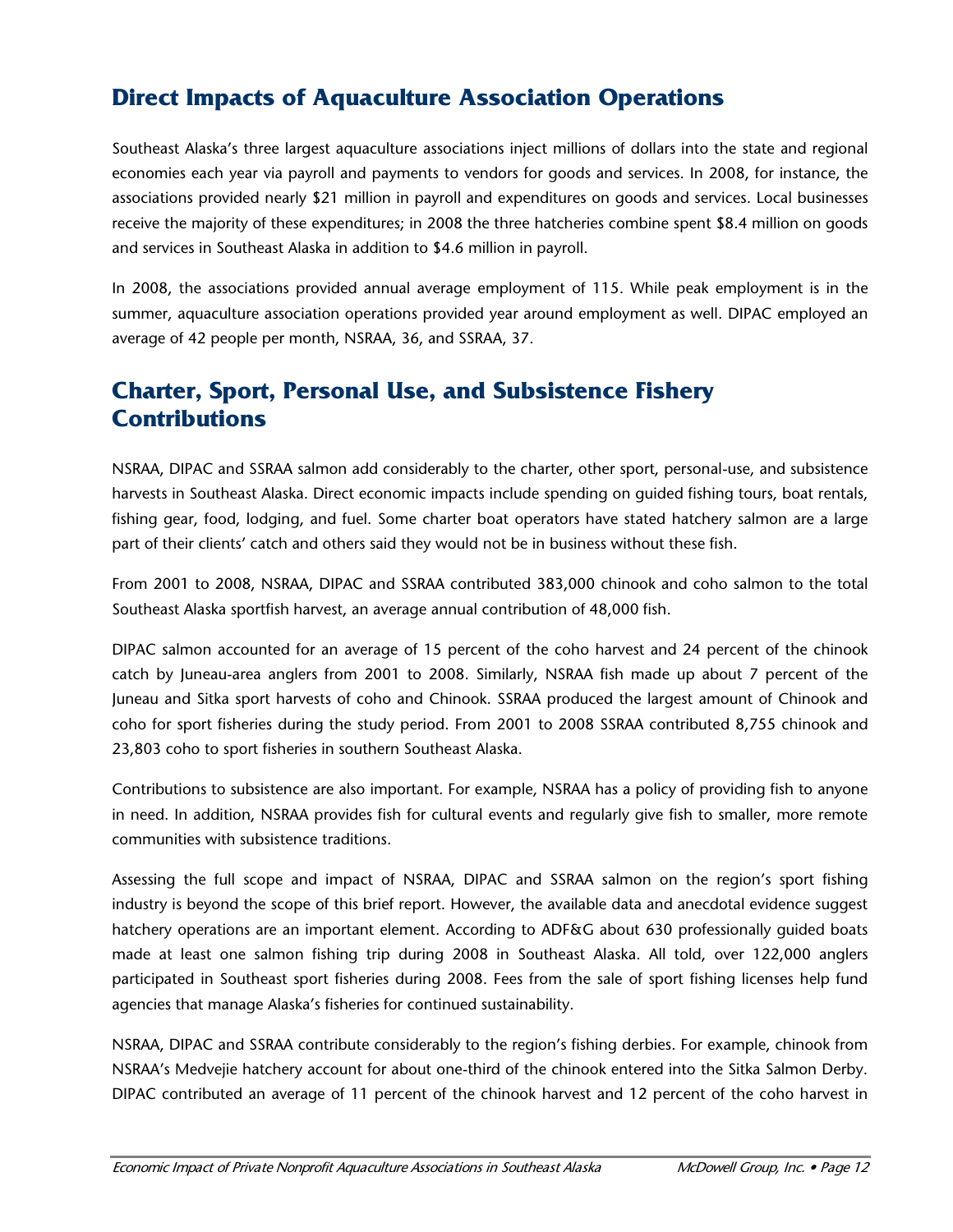## Direct Impacts of Aquaculture Association Operations

Southeast Alaska's three largest aquaculture associations inject millions of dollars into the state and regional economies each year via payroll and payments to vendors for goods and services. In 2008, for instance, the associations provided nearly $21 million in payroll and expenditures on goods and services. Local businesses receive the majority of these expenditures; in 2008 the three hatcheries combine spent $8.4 million on goods and services in Southeast Alaska in addition to $4.6 million in payroll.

In 2008, the associations provided annual average employment of 115. While peak employment is in the summer, aquaculture association operations provided year around employment as well. DIPAC employed an average of 42 people per month, NSRAA, 36, and SSRAA, 37.

## Charter, Sport, Personal Use, and Subsistence Fishery Contributions

NSRAA, DIPAC and SSRAA salmon add considerably to the charter, other sport, personal-use, and subsistence harvests in Southeast Alaska. Direct economic impacts include spending on guided fishing tours, boat rentals, fishing gear, food, lodging, and fuel. Some charter boat operators have stated hatchery salmon are a large part of their clients' catch and others said they would not be in business without these fish.

From 2001 to 2008, NSRAA, DIPAC and SSRAA contributed 383,000 chinook and coho salmon to the total Southeast Alaska sportfish harvest, an average annual contribution of 48,000 fish.

DIPAC salmon accounted for an average of 15 percent of the coho harvest and 24 percent of the chinook catch by Juneau-area anglers from 2001 to 2008. Similarly, NSRAA fish made up about 7 percent of the Juneau and Sitka sport harvests of coho and Chinook. SSRAA produced the largest amount of Chinook and coho for sport fisheries during the study period. From 2001 to 2008 SSRAA contributed 8,755 chinook and 23,803 coho to sport fisheries in southern Southeast Alaska.

Contributions to subsistence are also important. For example, NSRAA has a policy of providing fish to anyone in need. In addition, NSRAA provides fish for cultural events and regularly give fish to smaller, more remote communities with subsistence traditions.

Assessing the full scope and impact of NSRAA, DIPAC and SSRAA salmon on the region's sport fishing industry is beyond the scope of this brief report. However, the available data and anecdotal evidence suggest hatchery operations are an important element. According to ADF&G about 630 professionally guided boats made at least one salmon fishing trip during 2008 in Southeast Alaska. All told, over 122,000 anglers participated in Southeast sport fisheries during 2008. Fees from the sale of sport fishing licenses help fund agencies that manage Alaska's fisheries for continued sustainability.

NSRAA, DIPAC and SSRAA contribute considerably to the region's fishing derbies. For example, chinook from NSRAA's Medvejie hatchery account for about one-third of the chinook entered into the Sitka Salmon Derby. DIPAC contributed an average of 11 percent of the chinook harvest and 12 percent of the coho harvest in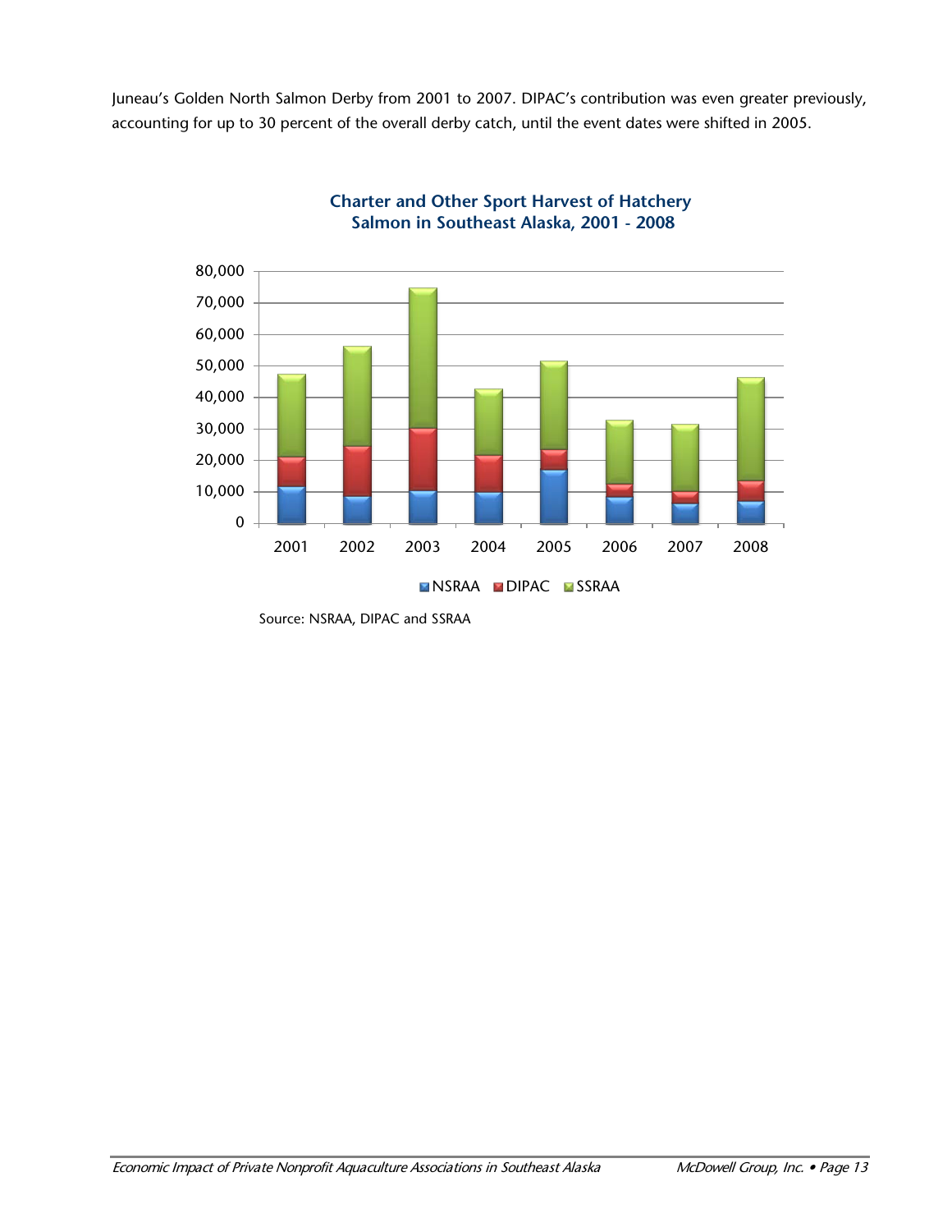Juneau's Golden North Salmon Derby from 2001 to 2007. DIPAC's contribution was even greater previously, accounting for up to 30 percent of the overall derby catch, until the event dates were shifted in 2005.

**Charter and Other Sport Harvest of Hatchery Salmon in Southeast Alaska, 2001 - 2008**

80,000
70,000
60,000
50,000
40,000
30,000
20,000
10,000
0

2001 2002 2003 2004 2005 2006 2007 2008

NSRAA DIPAC SSRAA

Source: NSRAA, DIPAC and SSRAA